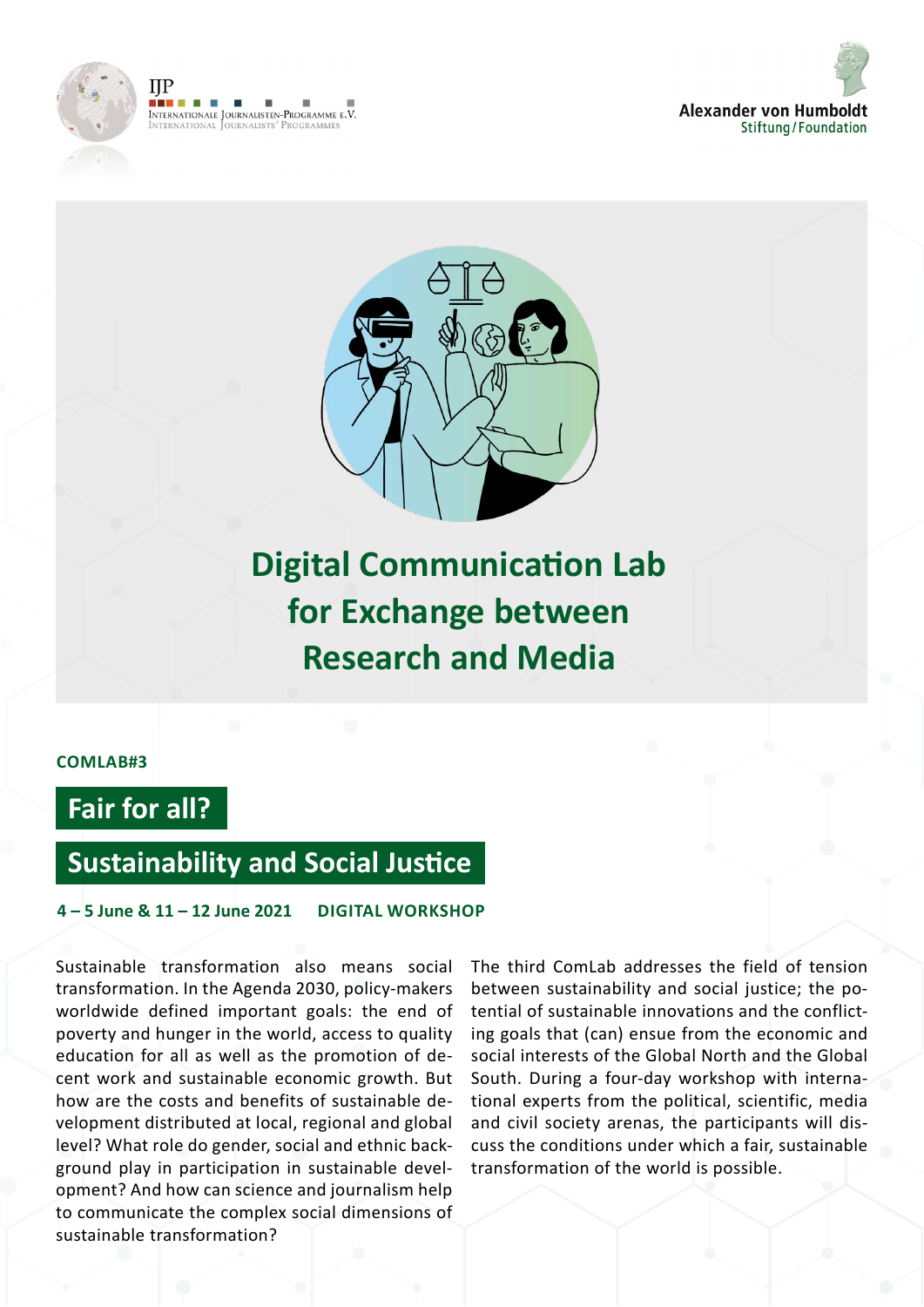IJP
Internationale Journalisten-Programme e.V.
International Journalists' Programmes

Alexander von Humboldt
Stiftung/Foundation

# Digital Communication Lab for Exchange between Research and Media

**COMLAB#3**

## Fair for all?

## Sustainability and Social Justice

**4 – 5 June & 11 – 12 June 2021 DIGITAL WORKSHOP**

Sustainable transformation also means social transformation. In the Agenda 2030, policy-makers worldwide defined important goals: the end of poverty and hunger in the world, access to quality education for all as well as the promotion of decent work and sustainable economic growth. But how are the costs and benefits of sustainable development distributed at local, regional and global level? What role do gender, social and ethnic background play in participation in sustainable development? And how can science and journalism help to communicate the complex social dimensions of sustainable transformation?

The third ComLab addresses the field of tension between sustainability and social justice; the potential of sustainable innovations and the conflicting goals that (can) ensue from the economic and social interests of the Global North and the Global South. During a four-day workshop with international experts from the political, scientific, media and civil society arenas, the participants will discuss the conditions under which a fair, sustainable transformation of the world is possible.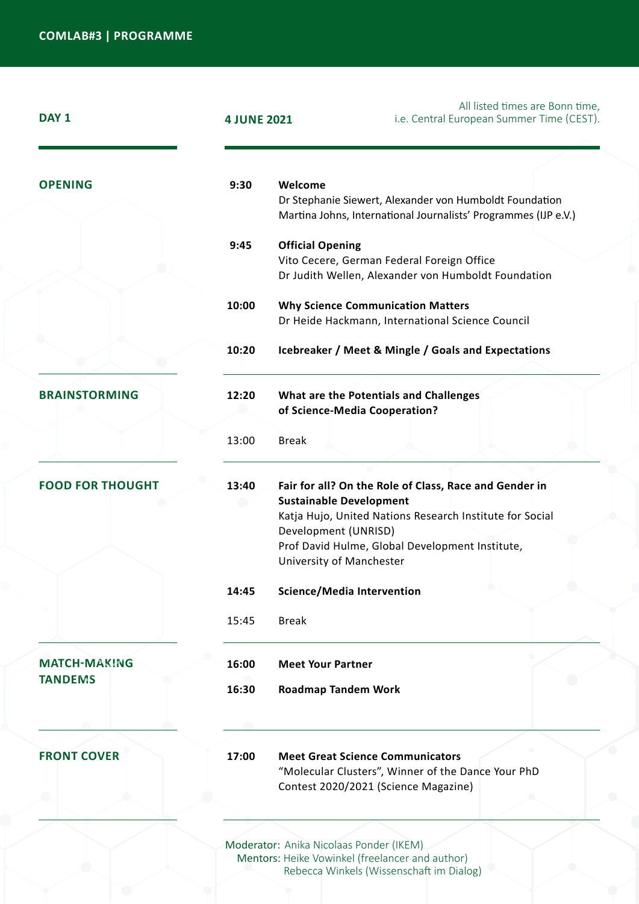## COMLAB#3 | PROGRAMME

**DAY 1** — **4 JUNE 2021**

All listed times are Bonn time, i.e. Central European Summer Time (CEST).

| Session | Time | Programme |
|---|---|---|
| **OPENING** | **9:30** | **Welcome**<br>Dr Stephanie Siewert, Alexander von Humboldt Foundation<br>Martina Johns, International Journalists' Programmes (IJP e.V.) |
| | **9:45** | **Official Opening**<br>Vito Cecere, German Federal Foreign Office<br>Dr Judith Wellen, Alexander von Humboldt Foundation |
| | **10:00** | **Why Science Communication Matters**<br>Dr Heide Hackmann, International Science Council |
| | **10:20** | **Icebreaker / Meet & Mingle / Goals and Expectations** |
| **BRAINSTORMING** | **12:20** | **What are the Potentials and Challenges of Science-Media Cooperation?** |
| | 13:00 | Break |
| **FOOD FOR THOUGHT** | **13:40** | **Fair for all? On the Role of Class, Race and Gender in Sustainable Development**<br>Katja Hujo, United Nations Research Institute for Social Development (UNRISD)<br>Prof David Hulme, Global Development Institute, University of Manchester |
| | **14:45** | **Science/Media Intervention** |
| | 15:45 | Break |
| **MATCH-MAKING TANDEMS** | **16:00** | **Meet Your Partner** |
| | **16:30** | **Roadmap Tandem Work** |
| **FRONT COVER** | **17:00** | **Meet Great Science Communicators**<br>"Molecular Clusters", Winner of the Dance Your PhD Contest 2020/2021 (Science Magazine) |

Moderator: Anika Nicolaas Ponder (IKEM)
Mentors: Heike Vowinkel (freelancer and author)
Rebecca Winkels (Wissenschaft im Dialog)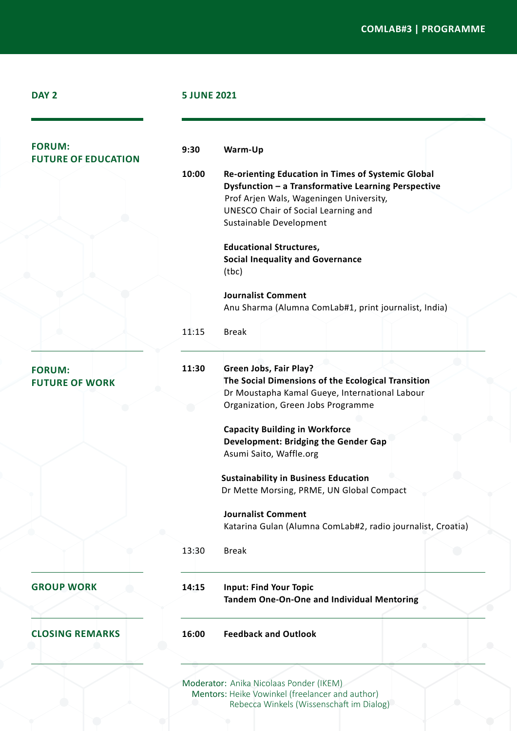## DAY 2 — 5 JUNE 2021

### FORUM: FUTURE OF EDUCATION

**9:30** **Warm-Up**

**10:00** **Re-orienting Education in Times of Systemic Global Dysfunction – a Transformative Learning Perspective**
Prof Arjen Wals, Wageningen University, UNESCO Chair of Social Learning and Sustainable Development

**Educational Structures, Social Inequality and Governance**
(tbc)

**Journalist Comment**
Anu Sharma (Alumna ComLab#1, print journalist, India)

11:15 Break

### FORUM: FUTURE OF WORK

**11:30** **Green Jobs, Fair Play? The Social Dimensions of the Ecological Transition**
Dr Moustapha Kamal Gueye, International Labour Organization, Green Jobs Programme

**Capacity Building in Workforce Development: Bridging the Gender Gap**
Asumi Saito, Waffle.org

**Sustainability in Business Education**
Dr Mette Morsing, PRME, UN Global Compact

**Journalist Comment**
Katarina Gulan (Alumna ComLab#2, radio journalist, Croatia)

13:30 Break

### GROUP WORK

**14:15** **Input: Find Your Topic**
**Tandem One-On-One and Individual Mentoring**

### CLOSING REMARKS

**16:00** **Feedback and Outlook**

Moderator: Anika Nicolaas Ponder (IKEM)
Mentors: Heike Vowinkel (freelancer and author)
Rebecca Winkels (Wissenschaft im Dialog)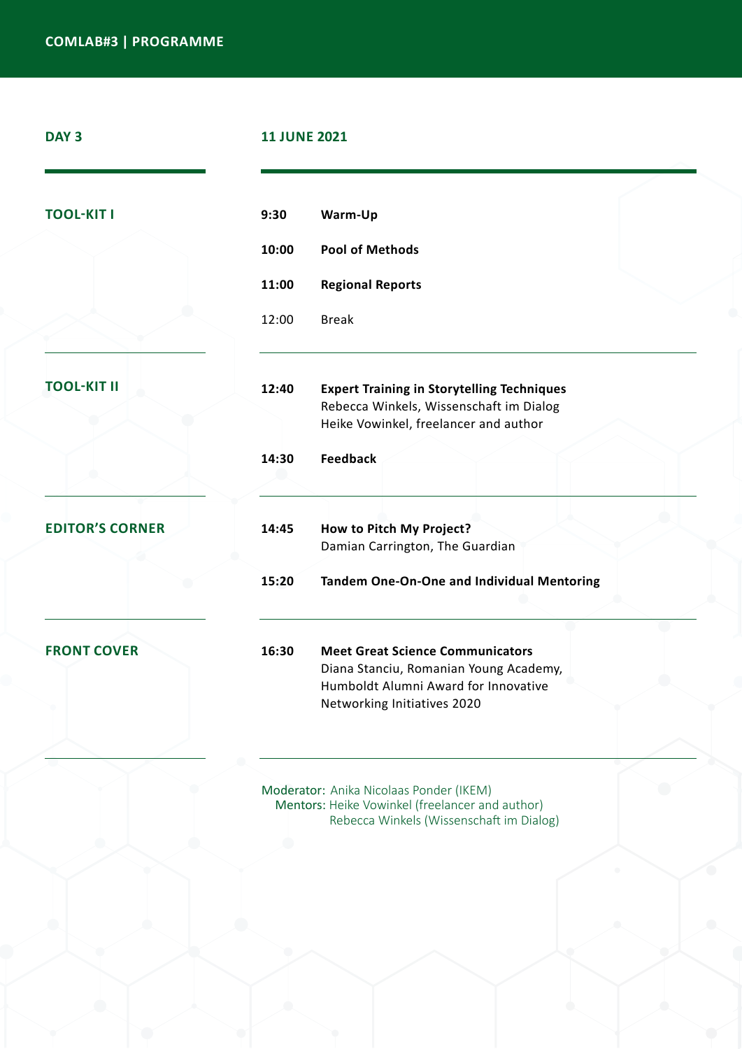**COMLAB#3 | PROGRAMME**

## DAY 3 — 11 JUNE 2021

### TOOL-KIT I

**9:30** **Warm-Up**

**10:00** **Pool of Methods**

**11:00** **Regional Reports**

12:00 Break

### TOOL-KIT II

**12:40** **Expert Training in Storytelling Techniques**
Rebecca Winkels, Wissenschaft im Dialog
Heike Vowinkel, freelancer and author

**14:30** **Feedback**

### EDITOR'S CORNER

**14:45** **How to Pitch My Project?**
Damian Carrington, The Guardian

**15:20** **Tandem One-On-One and Individual Mentoring**

### FRONT COVER

**16:30** **Meet Great Science Communicators**
Diana Stanciu, Romanian Young Academy,
Humboldt Alumni Award for Innovative
Networking Initiatives 2020

Moderator: Anika Nicolaas Ponder (IKEM)
Mentors: Heike Vowinkel (freelancer and author)
Rebecca Winkels (Wissenschaft im Dialog)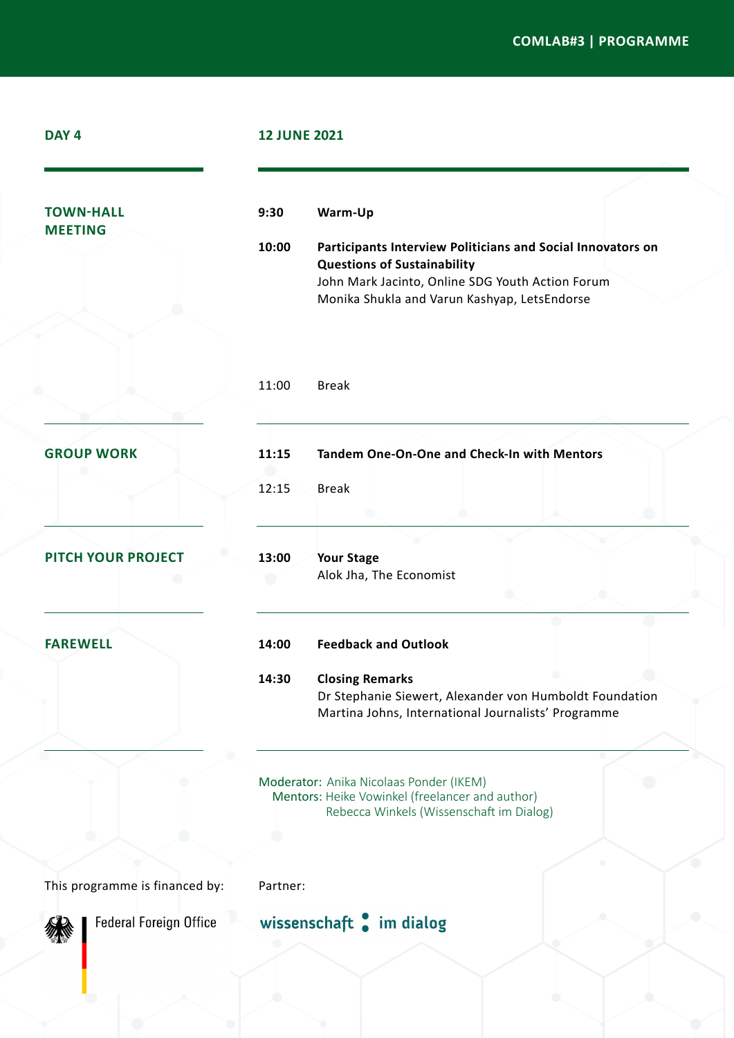## DAY 4 — 12 JUNE 2021

### TOWN-HALL MEETING

**9:30** **Warm-Up**

**10:00** **Participants Interview Politicians and Social Innovators on Questions of Sustainability**
John Mark Jacinto, Online SDG Youth Action Forum
Monika Shukla and Varun Kashyap, LetsEndorse

11:00 Break

### GROUP WORK

**11:15** **Tandem One-On-One and Check-In with Mentors**

12:15 Break

### PITCH YOUR PROJECT

**13:00** **Your Stage**
Alok Jha, The Economist

### FAREWELL

**14:00** **Feedback and Outlook**

**14:30** **Closing Remarks**
Dr Stephanie Siewert, Alexander von Humboldt Foundation
Martina Johns, International Journalists' Programme

Moderator: Anika Nicolaas Ponder (IKEM)
Mentors: Heike Vowinkel (freelancer and author)
Rebecca Winkels (Wissenschaft im Dialog)

This programme is financed by:

Federal Foreign Office

Partner:

wissenschaft im dialog